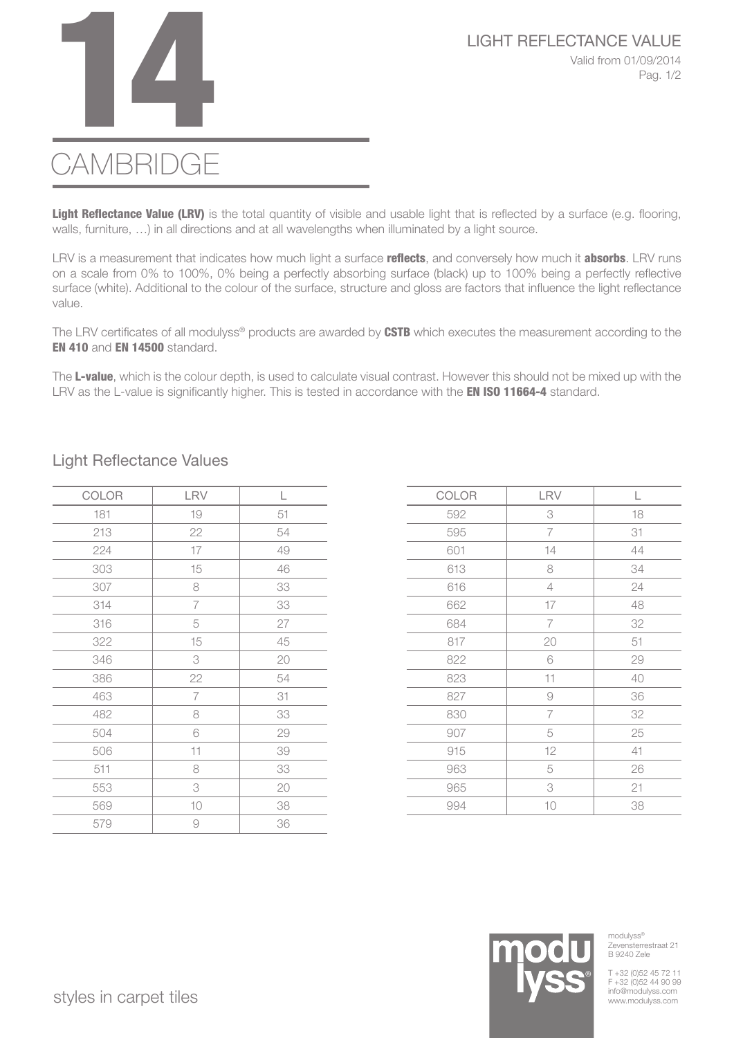# 14

# CAMBRIDGE

LIGHT REFLECTANCE VALUE

Valid from 01/09/2014

**Light Reflectance Value (LRV)** is the total quantity of visible and usable light that is reflected by a surface (e.g. flooring, walls, furniture, …) in all directions and at all wavelengths when illuminated by a light source.

LRV is a measurement that indicates how much light a surface **reflects**, and conversely how much it **absorbs**. LRV runs on a scale from 0% to 100%, 0% being a perfectly absorbing surface (black) up to 100% being a perfectly reflective surface (white). Additional to the colour of the surface, structure and gloss are factors that influence the light reflectance value.

The LRV certificates of all modulyss® products are awarded by **CSTB** which executes the measurement according to the **EN 410** and **EN 14500** standard.

The **L-value**, which is the colour depth, is used to calculate visual contrast. However this should not be mixed up with the LRV as the L-value is significantly higher. This is tested in accordance with the **EN ISO 11664-4** standard.

## Light Reflectance Values

| COLOR | LRV | L |
|---|---|---|
| 181 | 19 | 51 |
| 213 | 22 | 54 |
| 224 | 17 | 49 |
| 303 | 15 | 46 |
| 307 | 8 | 33 |
| 314 | 7 | 33 |
| 316 | 5 | 27 |
| 322 | 15 | 45 |
| 346 | 3 | 20 |
| 386 | 22 | 54 |
| 463 | 7 | 31 |
| 482 | 8 | 33 |
| 504 | 6 | 29 |
| 506 | 11 | 39 |
| 511 | 8 | 33 |
| 553 | 3 | 20 |
| 569 | 10 | 38 |
| 579 | 9 | 36 |
| 592 | 3 | 18 |
| 595 | 7 | 31 |
| 601 | 14 | 44 |
| 613 | 8 | 34 |
| 616 | 4 | 24 |
| 662 | 17 | 48 |
| 684 | 7 | 32 |
| 817 | 20 | 51 |
| 822 | 6 | 29 |
| 823 | 11 | 40 |
| 827 | 9 | 36 |
| 830 | 7 | 32 |
| 907 | 5 | 25 |
| 915 | 12 | 41 |
| 963 | 5 | 26 |
| 965 | 3 | 21 |
| 994 | 10 | 38 |

styles in carpet tiles

modulyss®
Zevensterrestraat 21
B 9240 Zele

T +32 (0)52 45 72 11
F +32 (0)52 44 90 99
info@modulyss.com
www.modulyss.com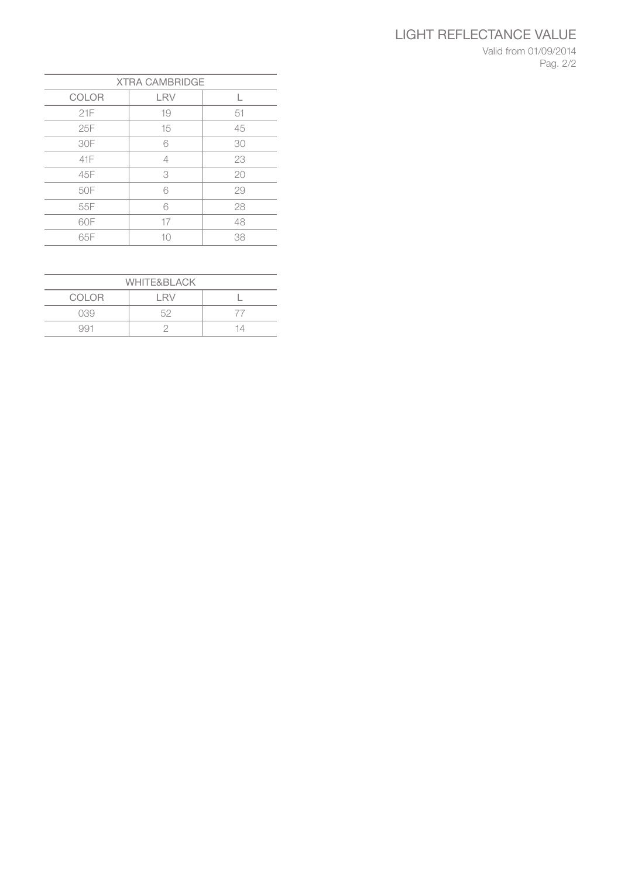# LIGHT REFLECTANCE VALUE

Valid from 01/09/2014

| XTRA CAMBRIDGE | | |
|---|---|---|
| COLOR | LRV | L |
| 21F | 19 | 51 |
| 25F | 15 | 45 |
| 30F | 6 | 30 |
| 41F | 4 | 23 |
| 45F | 3 | 20 |
| 50F | 6 | 29 |
| 55F | 6 | 28 |
| 60F | 17 | 48 |
| 65F | 10 | 38 |

| WHITE&BLACK | | |
|---|---|---|
| COLOR | LRV | L |
| 039 | 52 | 77 |
| 991 | 2 | 14 |